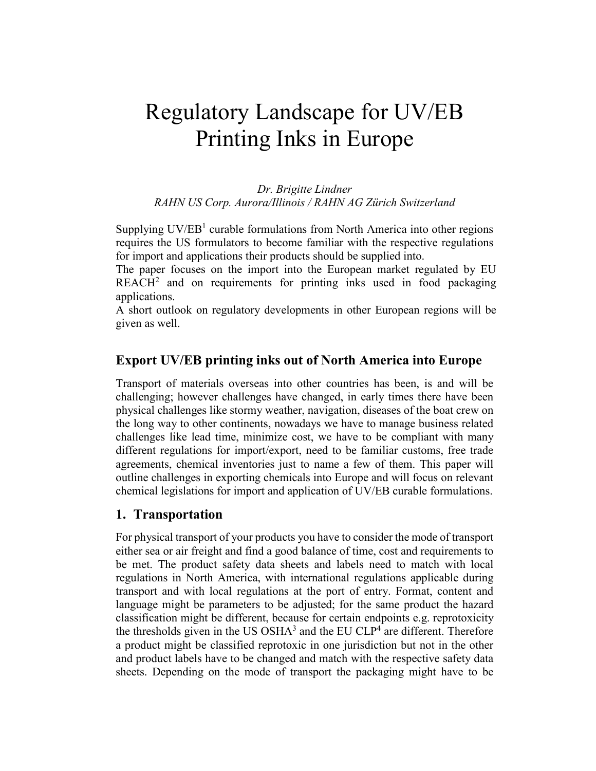# Regulatory Landscape for UV/EB Printing Inks in Europe

*Dr. Brigitte Lindner*
*RAHN US Corp. Aurora/Illinois / RAHN AG Zürich Switzerland*

Supplying UV/EB[1] curable formulations from North America into other regions requires the US formulators to become familiar with the respective regulations for import and applications their products should be supplied into.
The paper focuses on the import into the European market regulated by EU REACH[2] and on requirements for printing inks used in food packaging applications.
A short outlook on regulatory developments in other European regions will be given as well.

## Export UV/EB printing inks out of North America into Europe

Transport of materials overseas into other countries has been, is and will be challenging; however challenges have changed, in early times there have been physical challenges like stormy weather, navigation, diseases of the boat crew on the long way to other continents, nowadays we have to manage business related challenges like lead time, minimize cost, we have to be compliant with many different regulations for import/export, need to be familiar customs, free trade agreements, chemical inventories just to name a few of them. This paper will outline challenges in exporting chemicals into Europe and will focus on relevant chemical legislations for import and application of UV/EB curable formulations.

## 1. Transportation

For physical transport of your products you have to consider the mode of transport either sea or air freight and find a good balance of time, cost and requirements to be met. The product safety data sheets and labels need to match with local regulations in North America, with international regulations applicable during transport and with local regulations at the port of entry. Format, content and language might be parameters to be adjusted; for the same product the hazard classification might be different, because for certain endpoints e.g. reprotoxicity the thresholds given in the US OSHA[3] and the EU CLP[4] are different. Therefore a product might be classified reprotoxic in one jurisdiction but not in the other and product labels have to be changed and match with the respective safety data sheets. Depending on the mode of transport the packaging might have to be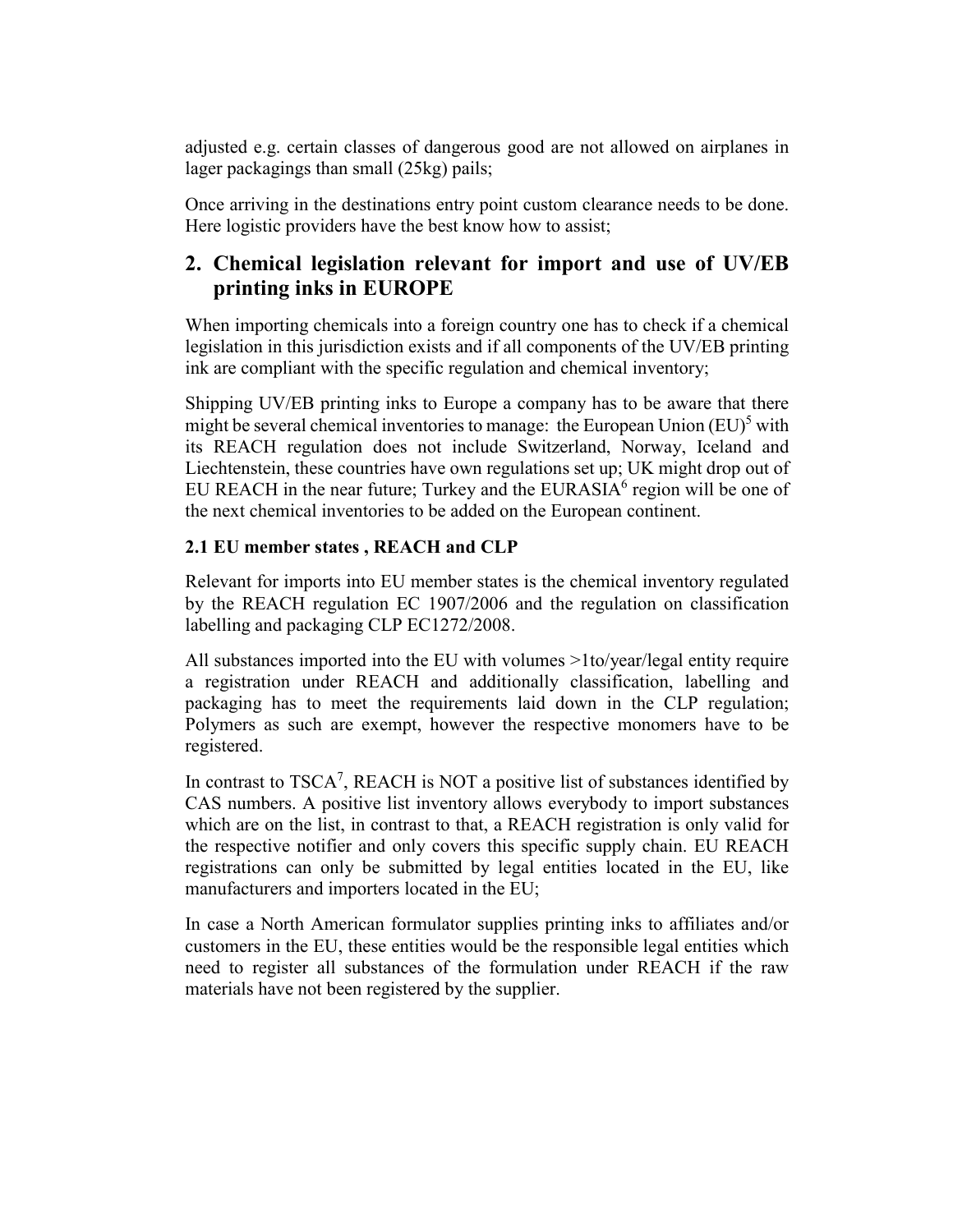adjusted e.g. certain classes of dangerous good are not allowed on airplanes in lager packagings than small (25kg) pails;

Once arriving in the destinations entry point custom clearance needs to be done. Here logistic providers have the best know how to assist;

## 2. Chemical legislation relevant for import and use of UV/EB printing inks in EUROPE

When importing chemicals into a foreign country one has to check if a chemical legislation in this jurisdiction exists and if all components of the UV/EB printing ink are compliant with the specific regulation and chemical inventory;

Shipping UV/EB printing inks to Europe a company has to be aware that there might be several chemical inventories to manage: the European Union (EU)[5] with its REACH regulation does not include Switzerland, Norway, Iceland and Liechtenstein, these countries have own regulations set up; UK might drop out of EU REACH in the near future; Turkey and the EURASIA[6] region will be one of the next chemical inventories to be added on the European continent.

### 2.1 EU member states , REACH and CLP

Relevant for imports into EU member states is the chemical inventory regulated by the REACH regulation EC 1907/2006 and the regulation on classification labelling and packaging CLP EC1272/2008.

All substances imported into the EU with volumes >1to/year/legal entity require a registration under REACH and additionally classification, labelling and packaging has to meet the requirements laid down in the CLP regulation; Polymers as such are exempt, however the respective monomers have to be registered.

In contrast to TSCA[7], REACH is NOT a positive list of substances identified by CAS numbers. A positive list inventory allows everybody to import substances which are on the list, in contrast to that, a REACH registration is only valid for the respective notifier and only covers this specific supply chain. EU REACH registrations can only be submitted by legal entities located in the EU, like manufacturers and importers located in the EU;

In case a North American formulator supplies printing inks to affiliates and/or customers in the EU, these entities would be the responsible legal entities which need to register all substances of the formulation under REACH if the raw materials have not been registered by the supplier.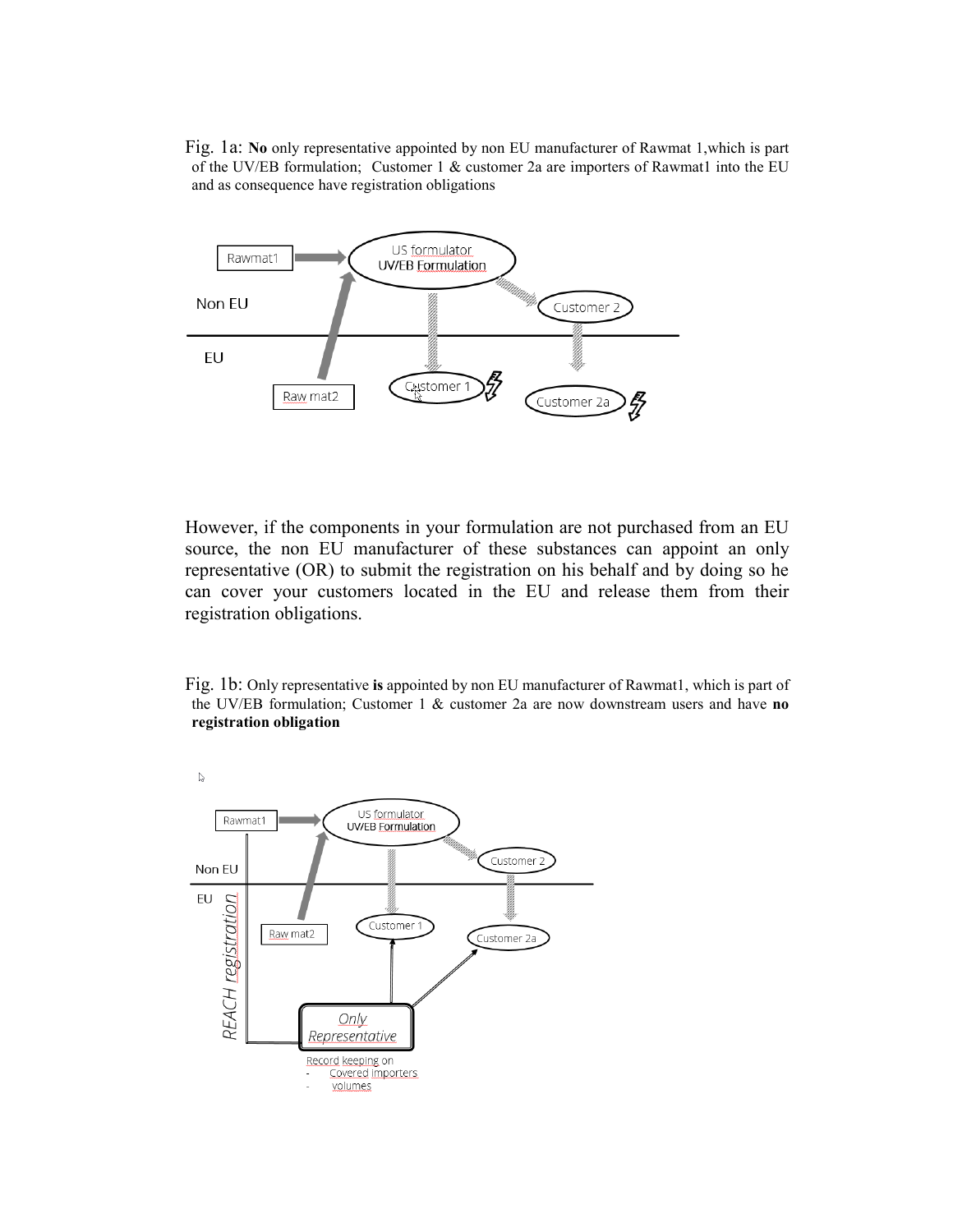Fig. 1a: **No** only representative appointed by non EU manufacturer of Rawmat 1,which is part of the UV/EB formulation; Customer 1 & customer 2a are importers of Rawmat1 into the EU and as consequence have registration obligations

However, if the components in your formulation are not purchased from an EU source, the non EU manufacturer of these substances can appoint an only representative (OR) to submit the registration on his behalf and by doing so he can cover your customers located in the EU and release them from their registration obligations.

Fig. 1b: Only representative **is** appointed by non EU manufacturer of Rawmat1, which is part of the UV/EB formulation; Customer 1 & customer 2a are now downstream users and have **no registration obligation**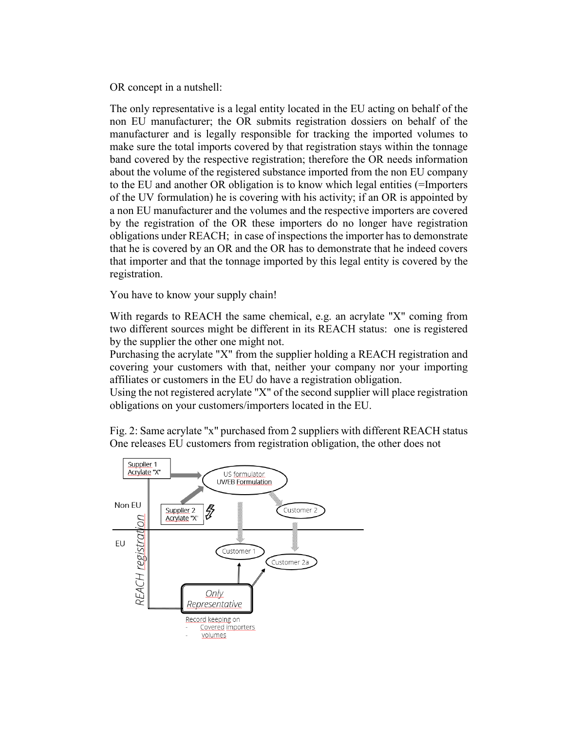OR concept in a nutshell:

The only representative is a legal entity located in the EU acting on behalf of the non EU manufacturer; the OR submits registration dossiers on behalf of the manufacturer and is legally responsible for tracking the imported volumes to make sure the total imports covered by that registration stays within the tonnage band covered by the respective registration; therefore the OR needs information about the volume of the registered substance imported from the non EU company to the EU and another OR obligation is to know which legal entities (=Importers of the UV formulation) he is covering with his activity; if an OR is appointed by a non EU manufacturer and the volumes and the respective importers are covered by the registration of the OR these importers do no longer have registration obligations under REACH; in case of inspections the importer has to demonstrate that he is covered by an OR and the OR has to demonstrate that he indeed covers that importer and that the tonnage imported by this legal entity is covered by the registration.

You have to know your supply chain!

With regards to REACH the same chemical, e.g. an acrylate "X" coming from two different sources might be different in its REACH status: one is registered by the supplier the other one might not.
Purchasing the acrylate "X" from the supplier holding a REACH registration and covering your customers with that, neither your company nor your importing affiliates or customers in the EU do have a registration obligation.
Using the not registered acrylate "X" of the second supplier will place registration obligations on your customers/importers located in the EU.

Fig. 2: Same acrylate "x" purchased from 2 suppliers with different REACH status
One releases EU customers from registration obligation, the other does not

Supplier 1 Acrylate "X"

US formulator UV/EB Formulation

Non EU

Supplier 2 Acrylate "X"

Customer 2

EU

Customer 1

Customer 2a

REACH registration

Only Representative

Record keeping on
- Covered importers
- volumes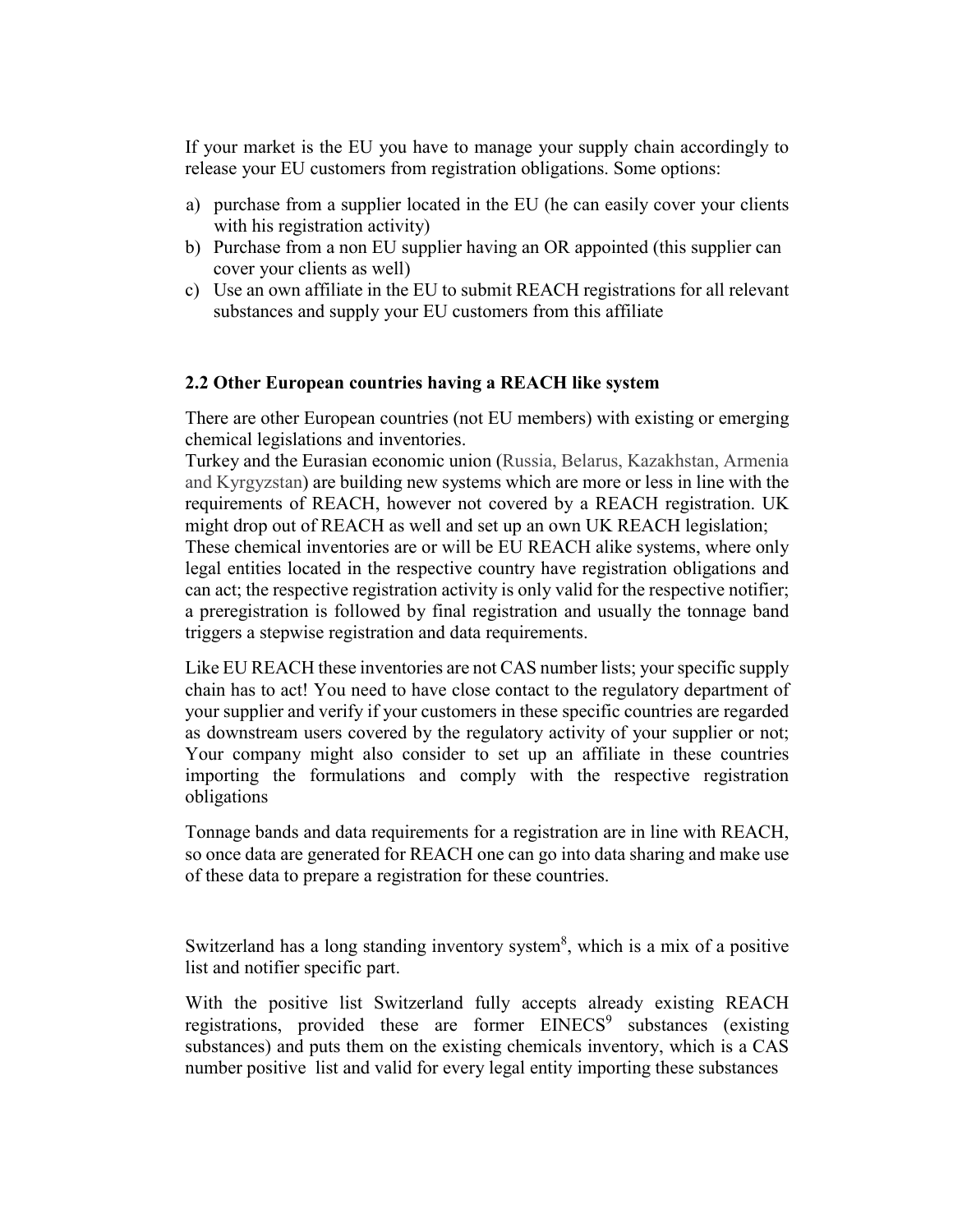If your market is the EU you have to manage your supply chain accordingly to release your EU customers from registration obligations. Some options:

a) purchase from a supplier located in the EU (he can easily cover your clients with his registration activity)
b) Purchase from a non EU supplier having an OR appointed (this supplier can cover your clients as well)
c) Use an own affiliate in the EU to submit REACH registrations for all relevant substances and supply your EU customers from this affiliate

### 2.2 Other European countries having a REACH like system

There are other European countries (not EU members) with existing or emerging chemical legislations and inventories.
Turkey and the Eurasian economic union (Russia, Belarus, Kazakhstan, Armenia and Kyrgyzstan) are building new systems which are more or less in line with the requirements of REACH, however not covered by a REACH registration. UK might drop out of REACH as well and set up an own UK REACH legislation;
These chemical inventories are or will be EU REACH alike systems, where only legal entities located in the respective country have registration obligations and can act; the respective registration activity is only valid for the respective notifier; a preregistration is followed by final registration and usually the tonnage band triggers a stepwise registration and data requirements.

Like EU REACH these inventories are not CAS number lists; your specific supply chain has to act! You need to have close contact to the regulatory department of your supplier and verify if your customers in these specific countries are regarded as downstream users covered by the regulatory activity of your supplier or not; Your company might also consider to set up an affiliate in these countries importing the formulations and comply with the respective registration obligations

Tonnage bands and data requirements for a registration are in line with REACH, so once data are generated for REACH one can go into data sharing and make use of these data to prepare a registration for these countries.

Switzerland has a long standing inventory system[8], which is a mix of a positive list and notifier specific part.

With the positive list Switzerland fully accepts already existing REACH registrations, provided these are former EINECS[9] substances (existing substances) and puts them on the existing chemicals inventory, which is a CAS number positive list and valid for every legal entity importing these substances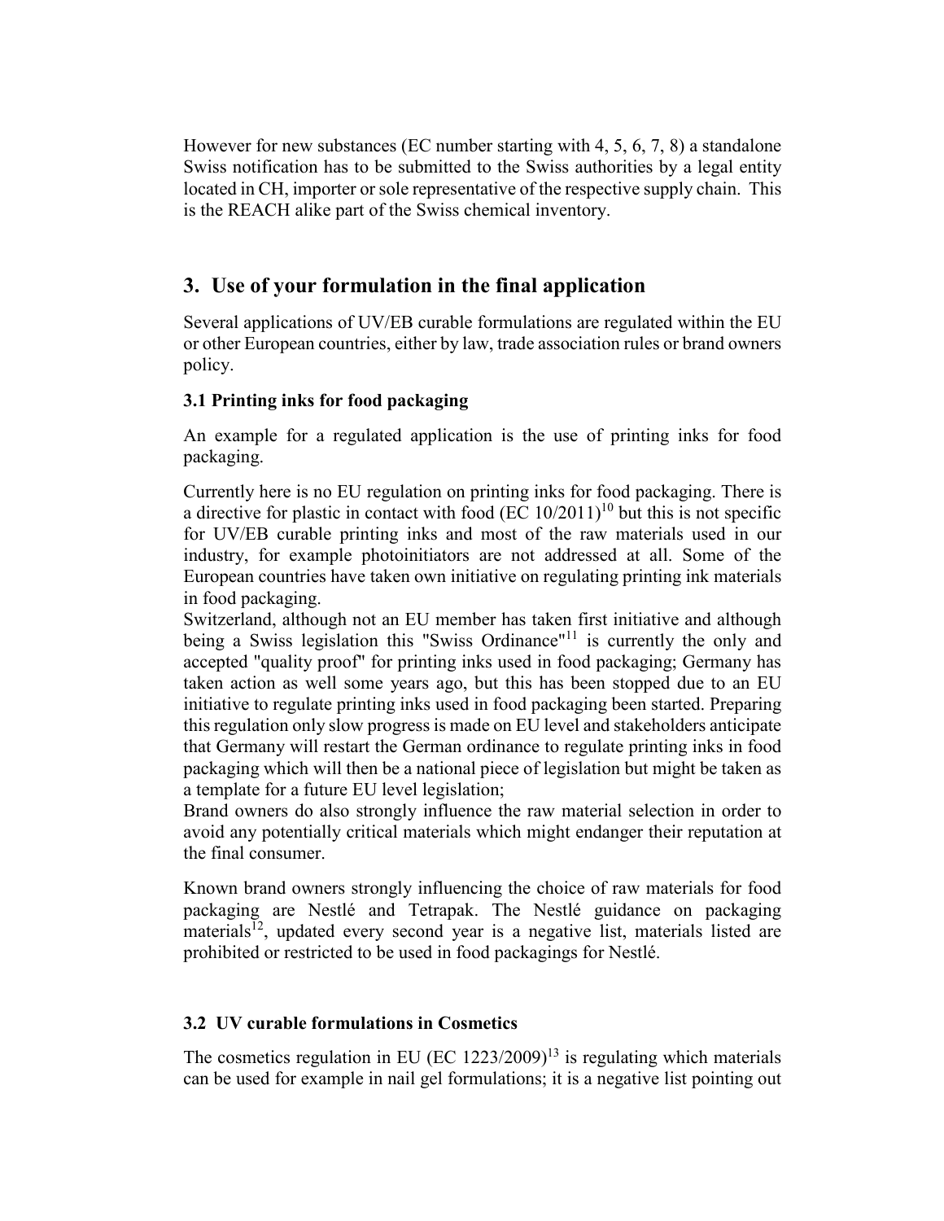However for new substances (EC number starting with 4, 5, 6, 7, 8) a standalone Swiss notification has to be submitted to the Swiss authorities by a legal entity located in CH, importer or sole representative of the respective supply chain. This is the REACH alike part of the Swiss chemical inventory.

## 3. Use of your formulation in the final application

Several applications of UV/EB curable formulations are regulated within the EU or other European countries, either by law, trade association rules or brand owners policy.

### 3.1 Printing inks for food packaging

An example for a regulated application is the use of printing inks for food packaging.

Currently here is no EU regulation on printing inks for food packaging. There is a directive for plastic in contact with food (EC 10/2011)[10] but this is not specific for UV/EB curable printing inks and most of the raw materials used in our industry, for example photoinitiators are not addressed at all. Some of the European countries have taken own initiative on regulating printing ink materials in food packaging.

Switzerland, although not an EU member has taken first initiative and although being a Swiss legislation this "Swiss Ordinance"[11] is currently the only and accepted "quality proof" for printing inks used in food packaging; Germany has taken action as well some years ago, but this has been stopped due to an EU initiative to regulate printing inks used in food packaging been started. Preparing this regulation only slow progress is made on EU level and stakeholders anticipate that Germany will restart the German ordinance to regulate printing inks in food packaging which will then be a national piece of legislation but might be taken as a template for a future EU level legislation;

Brand owners do also strongly influence the raw material selection in order to avoid any potentially critical materials which might endanger their reputation at the final consumer.

Known brand owners strongly influencing the choice of raw materials for food packaging are Nestlé and Tetrapak. The Nestlé guidance on packaging materials[12], updated every second year is a negative list, materials listed are prohibited or restricted to be used in food packagings for Nestlé.

### 3.2 UV curable formulations in Cosmetics

The cosmetics regulation in EU (EC 1223/2009)[13] is regulating which materials can be used for example in nail gel formulations; it is a negative list pointing out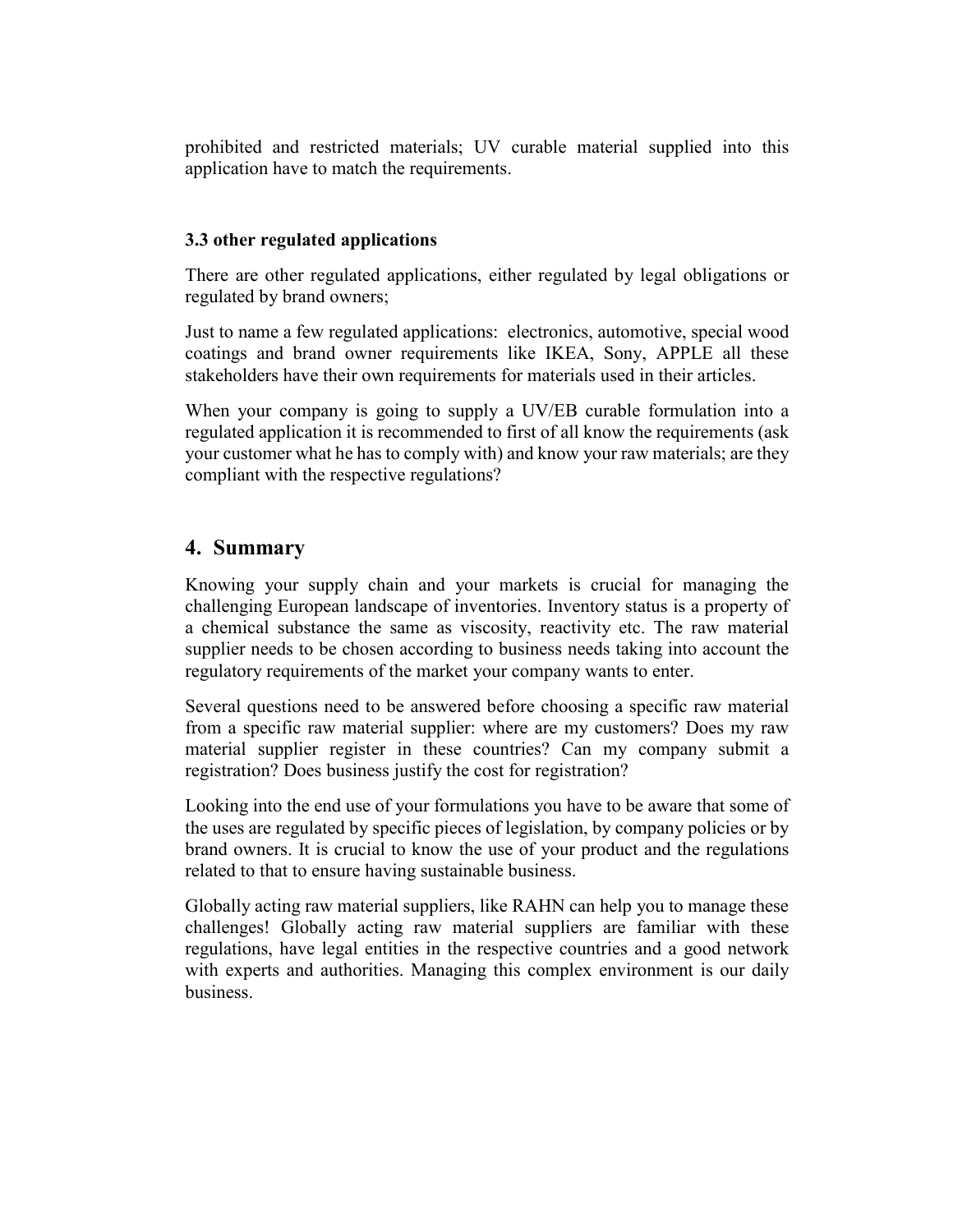prohibited and restricted materials; UV curable material supplied into this application have to match the requirements.

### 3.3 other regulated applications

There are other regulated applications, either regulated by legal obligations or regulated by brand owners;

Just to name a few regulated applications: electronics, automotive, special wood coatings and brand owner requirements like IKEA, Sony, APPLE all these stakeholders have their own requirements for materials used in their articles.

When your company is going to supply a UV/EB curable formulation into a regulated application it is recommended to first of all know the requirements (ask your customer what he has to comply with) and know your raw materials; are they compliant with the respective regulations?

## 4. Summary

Knowing your supply chain and your markets is crucial for managing the challenging European landscape of inventories. Inventory status is a property of a chemical substance the same as viscosity, reactivity etc. The raw material supplier needs to be chosen according to business needs taking into account the regulatory requirements of the market your company wants to enter.

Several questions need to be answered before choosing a specific raw material from a specific raw material supplier: where are my customers? Does my raw material supplier register in these countries? Can my company submit a registration? Does business justify the cost for registration?

Looking into the end use of your formulations you have to be aware that some of the uses are regulated by specific pieces of legislation, by company policies or by brand owners. It is crucial to know the use of your product and the regulations related to that to ensure having sustainable business.

Globally acting raw material suppliers, like RAHN can help you to manage these challenges! Globally acting raw material suppliers are familiar with these regulations, have legal entities in the respective countries and a good network with experts and authorities. Managing this complex environment is our daily business.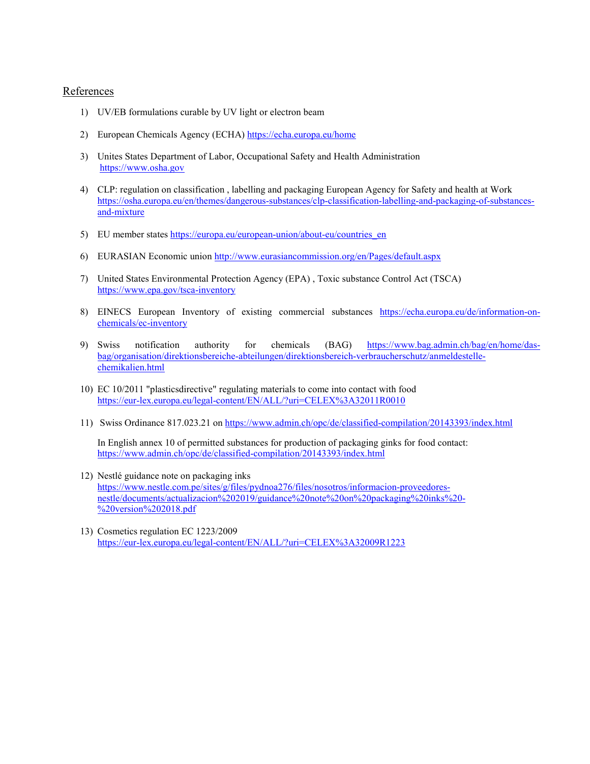## References

1) UV/EB formulations curable by UV light or electron beam

2) European Chemicals Agency (ECHA) https://echa.europa.eu/home

3) Unites States Department of Labor, Occupational Safety and Health Administration https://www.osha.gov

4) CLP: regulation on classification , labelling and packaging European Agency for Safety and health at Work https://osha.europa.eu/en/themes/dangerous-substances/clp-classification-labelling-and-packaging-of-substances-and-mixture

5) EU member states https://europa.eu/european-union/about-eu/countries_en

6) EURASIAN Economic union http://www.eurasiancommission.org/en/Pages/default.aspx

7) United States Environmental Protection Agency (EPA) , Toxic substance Control Act (TSCA) https://www.epa.gov/tsca-inventory

8) EINECS European Inventory of existing commercial substances https://echa.europa.eu/de/information-on-chemicals/ec-inventory

9) Swiss notification authority for chemicals (BAG) https://www.bag.admin.ch/bag/en/home/das-bag/organisation/direktionsbereiche-abteilungen/direktionsbereich-verbraucherschutz/anmeldestelle-chemikalien.html

10) EC 10/2011 "plasticsdirective" regulating materials to come into contact with food https://eur-lex.europa.eu/legal-content/EN/ALL/?uri=CELEX%3A32011R0010

11) Swiss Ordinance 817.023.21 on https://www.admin.ch/opc/de/classified-compilation/20143393/index.html

    In English annex 10 of permitted substances for production of packaging ginks for food contact: https://www.admin.ch/opc/de/classified-compilation/20143393/index.html

12) Nestlé guidance note on packaging inks https://www.nestle.com.pe/sites/g/files/pydnoa276/files/nosotros/informacion-proveedores-nestle/documents/actualizacion%202019/guidance%20note%20on%20packaging%20inks%20-%20version%202018.pdf

13) Cosmetics regulation EC 1223/2009 https://eur-lex.europa.eu/legal-content/EN/ALL/?uri=CELEX%3A32009R1223